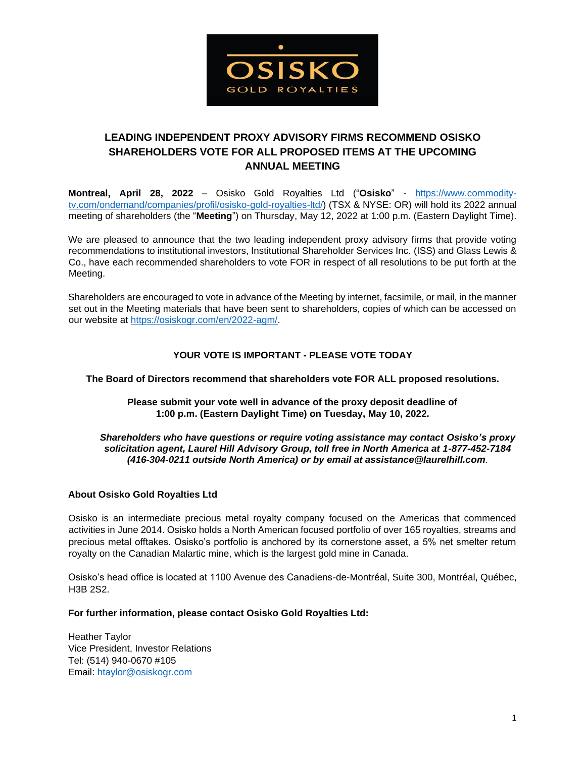# LEADING INDEPENDENT PROXY ADVISORY FIRMS RECOMMEND OSISKO SHAREHOLDERS VOTE FOR ALL PROPOSED ITEMS AT THE UPCOMING ANNUAL MEETING

**Montreal, April 28, 2022** – Osisko Gold Royalties Ltd ("**Osisko**" - https://www.commodity-tv.com/ondemand/companies/profil/osisko-gold-royalties-ltd/) (TSX & NYSE: OR) will hold its 2022 annual meeting of shareholders (the "**Meeting**") on Thursday, May 12, 2022 at 1:00 p.m. (Eastern Daylight Time).

We are pleased to announce that the two leading independent proxy advisory firms that provide voting recommendations to institutional investors, Institutional Shareholder Services Inc. (ISS) and Glass Lewis & Co., have each recommended shareholders to vote FOR in respect of all resolutions to be put forth at the Meeting.

Shareholders are encouraged to vote in advance of the Meeting by internet, facsimile, or mail, in the manner set out in the Meeting materials that have been sent to shareholders, copies of which can be accessed on our website at https://osiskogr.com/en/2022-agm/.

**YOUR VOTE IS IMPORTANT - PLEASE VOTE TODAY**

**The Board of Directors recommend that shareholders vote FOR ALL proposed resolutions.**

**Please submit your vote well in advance of the proxy deposit deadline of 1:00 p.m. (Eastern Daylight Time) on Tuesday, May 10, 2022.**

***Shareholders who have questions or require voting assistance may contact Osisko's proxy solicitation agent, Laurel Hill Advisory Group, toll free in North America at 1-877-452-7184 (416-304-0211 outside North America) or by email at assistance@laurelhill.com***.

**About Osisko Gold Royalties Ltd**

Osisko is an intermediate precious metal royalty company focused on the Americas that commenced activities in June 2014. Osisko holds a North American focused portfolio of over 165 royalties, streams and precious metal offtakes. Osisko's portfolio is anchored by its cornerstone asset, a 5% net smelter return royalty on the Canadian Malartic mine, which is the largest gold mine in Canada.

Osisko's head office is located at 1100 Avenue des Canadiens-de-Montréal, Suite 300, Montréal, Québec, H3B 2S2.

**For further information, please contact Osisko Gold Royalties Ltd:**

Heather Taylor
Vice President, Investor Relations
Tel: (514) 940-0670 #105
Email: htaylor@osiskogr.com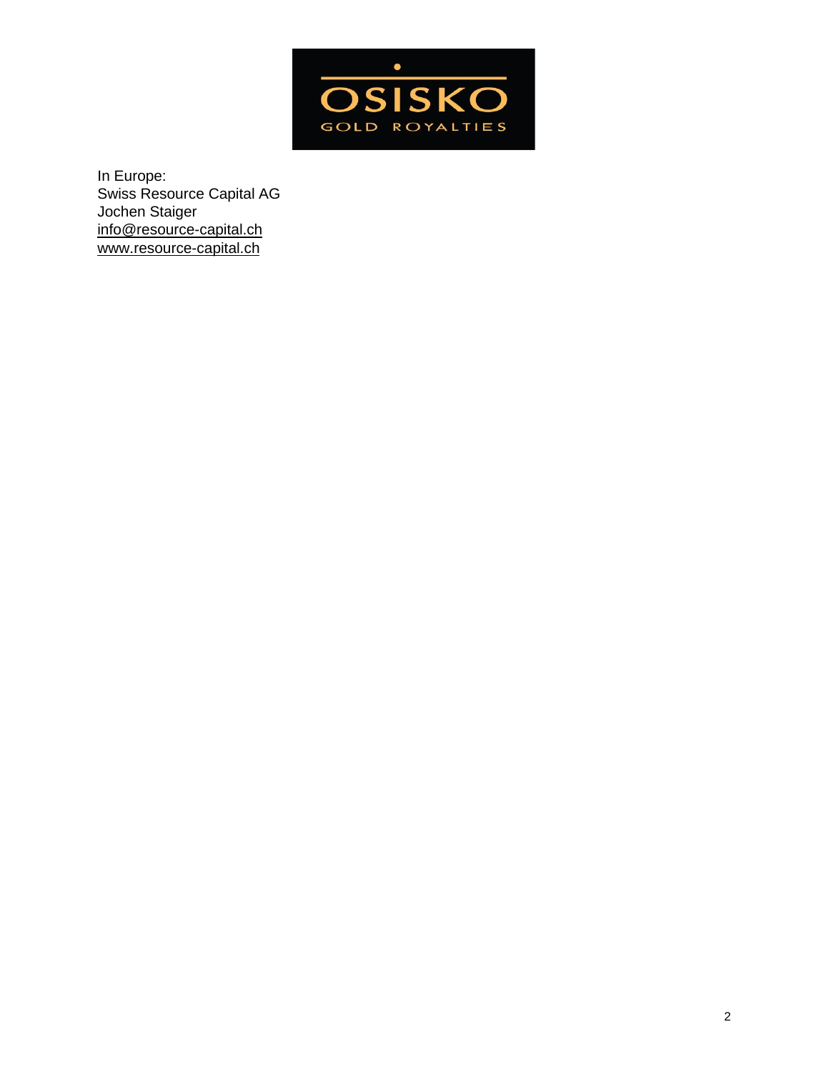In Europe:
Swiss Resource Capital AG
Jochen Staiger
info@resource-capital.ch
www.resource-capital.ch